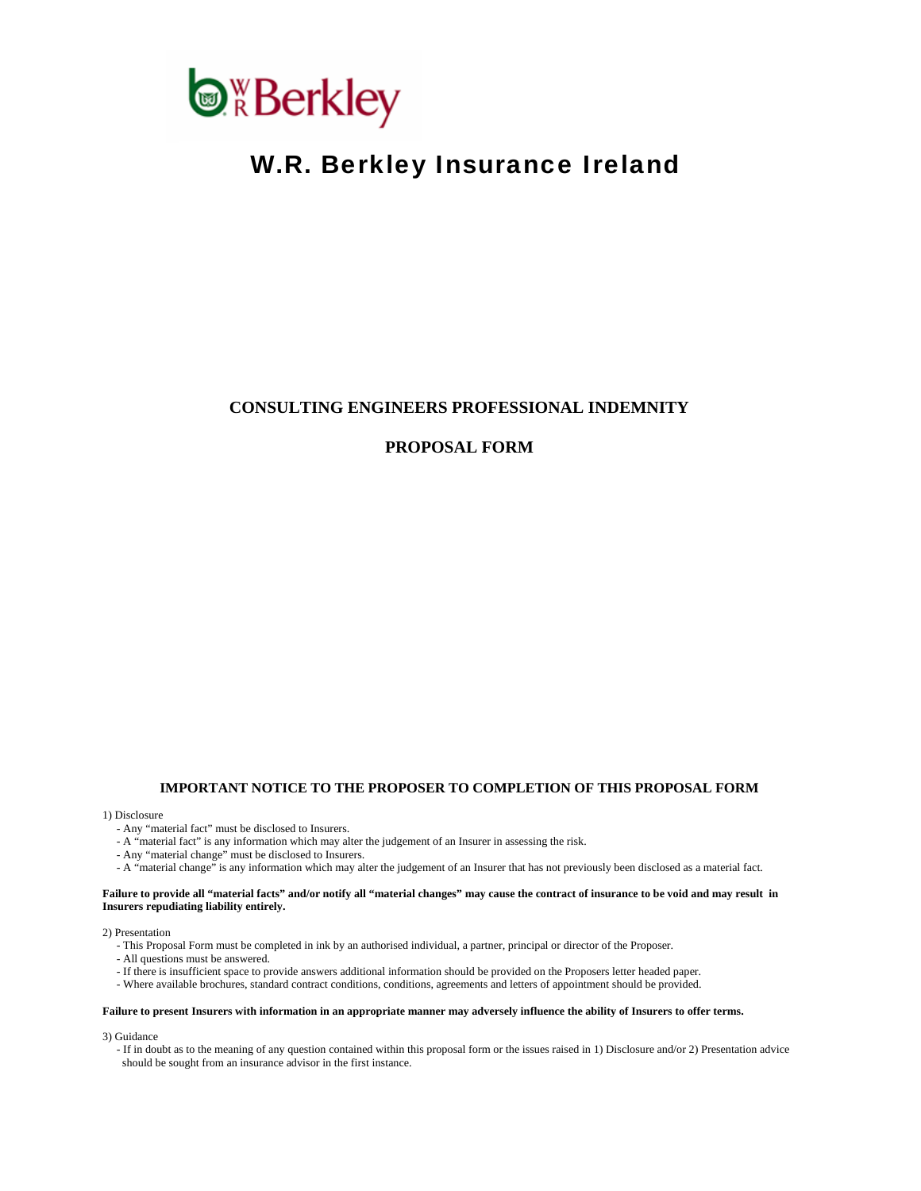# W.R. Berkley Insurance Ireland

## CONSULTING ENGINEERS PROFESSIONAL INDEMNITY

## PROPOSAL FORM

### IMPORTANT NOTICE TO THE PROPOSER TO COMPLETION OF THIS PROPOSAL FORM

1) Disclosure

- Any "material fact" must be disclosed to Insurers.
- A "material fact" is any information which may alter the judgement of an Insurer in assessing the risk.
- Any "material change" must be disclosed to Insurers.
- A "material change" is any information which may alter the judgement of an Insurer that has not previously been disclosed as a material fact.

**Failure to provide all "material facts" and/or notify all "material changes" may cause the contract of insurance to be void and may result in Insurers repudiating liability entirely.**

2) Presentation

- This Proposal Form must be completed in ink by an authorised individual, a partner, principal or director of the Proposer.
- All questions must be answered.
- If there is insufficient space to provide answers additional information should be provided on the Proposers letter headed paper.
- Where available brochures, standard contract conditions, conditions, agreements and letters of appointment should be provided.

**Failure to present Insurers with information in an appropriate manner may adversely influence the ability of Insurers to offer terms.**

3) Guidance

- If in doubt as to the meaning of any question contained within this proposal form or the issues raised in 1) Disclosure and/or 2) Presentation advice should be sought from an insurance advisor in the first instance.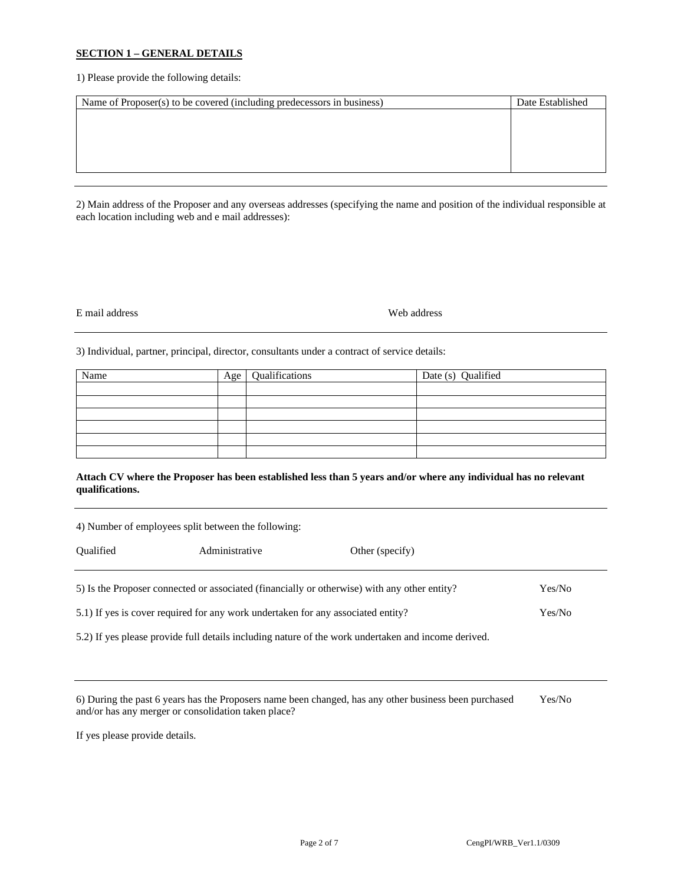**SECTION 1 – GENERAL DETAILS**

1) Please provide the following details:

| Name of Proposer(s) to be covered (including predecessors in business) | Date Established |
|---|---|
| | |

---

2) Main address of the Proposer and any overseas addresses (specifying the name and position of the individual responsible at each location including web and e mail addresses):

E mail address Web address

---

3) Individual, partner, principal, director, consultants under a contract of service details:

| Name | Age | Qualifications | Date (s) Qualified |
|---|---|---|---|
| | | | |
| | | | |
| | | | |
| | | | |
| | | | |
| | | | |

**Attach CV where the Proposer has been established less than 5 years and/or where any individual has no relevant qualifications.**

---

4) Number of employees split between the following:

Qualified Administrative Other (specify)

---

5) Is the Proposer connected or associated (financially or otherwise) with any other entity? Yes/No

5.1) If yes is cover required for any work undertaken for any associated entity? Yes/No

5.2) If yes please provide full details including nature of the work undertaken and income derived.

---

6) During the past 6 years has the Proposers name been changed, has any other business been purchased and/or has any merger or consolidation taken place? Yes/No

If yes please provide details.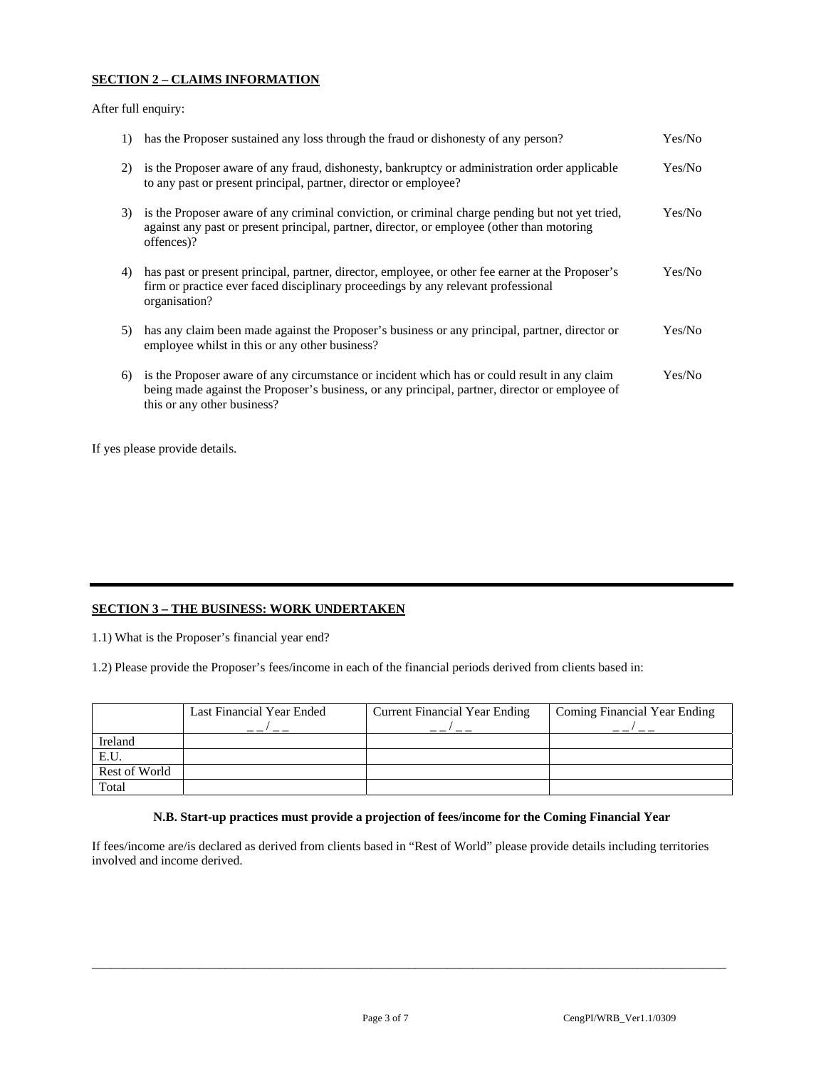## SECTION 2 – CLAIMS INFORMATION

After full enquiry:

1) has the Proposer sustained any loss through the fraud or dishonesty of any person? Yes/No

2) is the Proposer aware of any fraud, dishonesty, bankruptcy or administration order applicable to any past or present principal, partner, director or employee? Yes/No

3) is the Proposer aware of any criminal conviction, or criminal charge pending but not yet tried, against any past or present principal, partner, director, or employee (other than motoring offences)? Yes/No

4) has past or present principal, partner, director, employee, or other fee earner at the Proposer's firm or practice ever faced disciplinary proceedings by any relevant professional organisation? Yes/No

5) has any claim been made against the Proposer's business or any principal, partner, director or employee whilst in this or any other business? Yes/No

6) is the Proposer aware of any circumstance or incident which has or could result in any claim being made against the Proposer's business, or any principal, partner, director or employee of this or any other business? Yes/No

If yes please provide details.

---

## SECTION 3 – THE BUSINESS: WORK UNDERTAKEN

1.1) What is the Proposer's financial year end?

1.2) Please provide the Proposer's fees/income in each of the financial periods derived from clients based in:

| | Last Financial Year Ended _ _ / _ _ | Current Financial Year Ending _ _ / _ _ | Coming Financial Year Ending _ _ / _ _ |
|---|---|---|---|
| Ireland | | | |
| E.U. | | | |
| Rest of World | | | |
| Total | | | |

**N.B. Start-up practices must provide a projection of fees/income for the Coming Financial Year**

If fees/income are/is declared as derived from clients based in "Rest of World" please provide details including territories involved and income derived.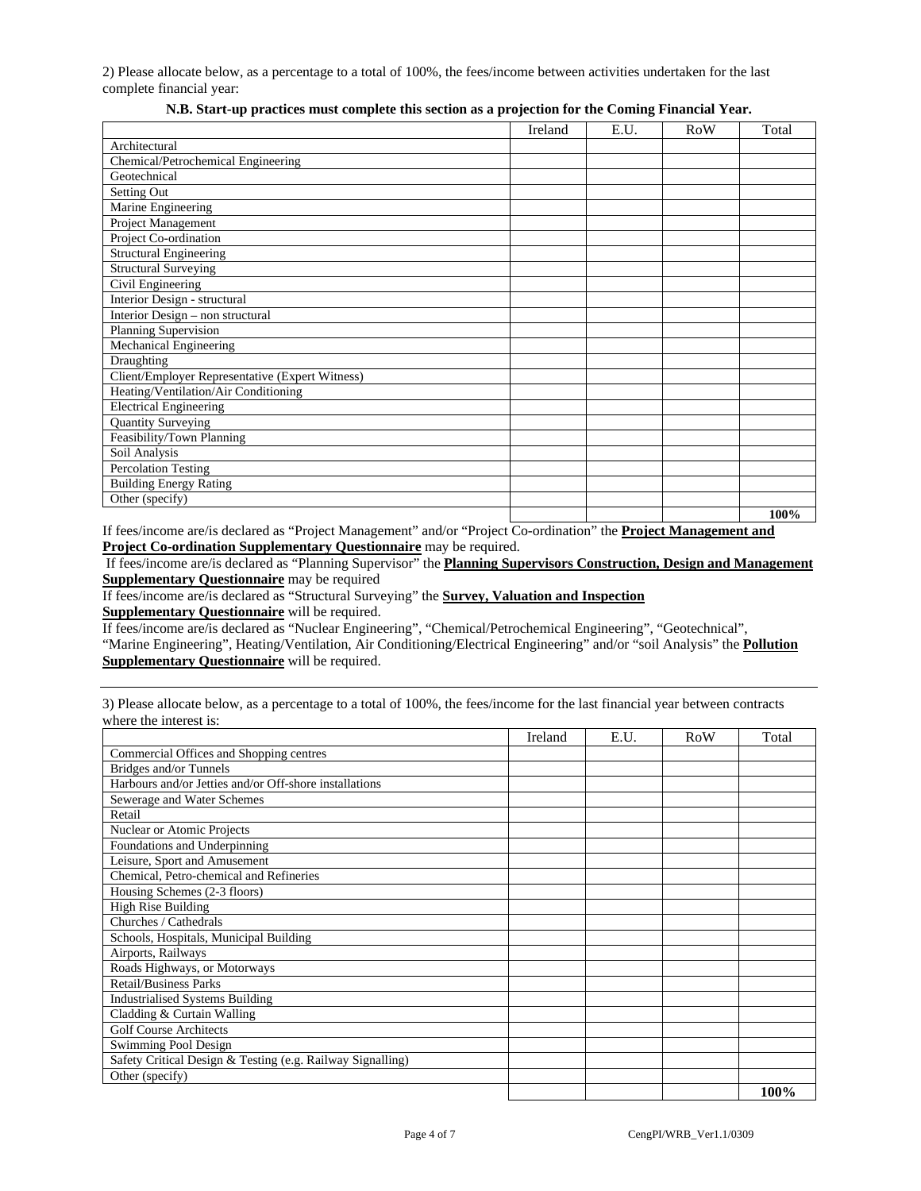2) Please allocate below, as a percentage to a total of 100%, the fees/income between activities undertaken for the last complete financial year:

**N.B. Start-up practices must complete this section as a projection for the Coming Financial Year.**

| | Ireland | E.U. | RoW | Total |
|---|---|---|---|---|
| Architectural | | | | |
| Chemical/Petrochemical Engineering | | | | |
| Geotechnical | | | | |
| Setting Out | | | | |
| Marine Engineering | | | | |
| Project Management | | | | |
| Project Co-ordination | | | | |
| Structural Engineering | | | | |
| Structural Surveying | | | | |
| Civil Engineering | | | | |
| Interior Design - structural | | | | |
| Interior Design – non structural | | | | |
| Planning Supervision | | | | |
| Mechanical Engineering | | | | |
| Draughting | | | | |
| Client/Employer Representative (Expert Witness) | | | | |
| Heating/Ventilation/Air Conditioning | | | | |
| Electrical Engineering | | | | |
| Quantity Surveying | | | | |
| Feasibility/Town Planning | | | | |
| Soil Analysis | | | | |
| Percolation Testing | | | | |
| Building Energy Rating | | | | |
| Other (specify) | | | | |
| | | | | **100%** |

If fees/income are/is declared as "Project Management" and/or "Project Co-ordination" the **Project Management and Project Co-ordination Supplementary Questionnaire** may be required.

If fees/income are/is declared as "Planning Supervisor" the **Planning Supervisors Construction, Design and Management Supplementary Questionnaire** may be required

If fees/income are/is declared as "Structural Surveying" the **Survey, Valuation and Inspection Supplementary Questionnaire** will be required.

If fees/income are/is declared as "Nuclear Engineering", "Chemical/Petrochemical Engineering", "Geotechnical", "Marine Engineering", Heating/Ventilation, Air Conditioning/Electrical Engineering" and/or "soil Analysis" the **Pollution Supplementary Questionnaire** will be required.

---

3) Please allocate below, as a percentage to a total of 100%, the fees/income for the last financial year between contracts where the interest is:

| | Ireland | E.U. | RoW | Total |
|---|---|---|---|---|
| Commercial Offices and Shopping centres | | | | |
| Bridges and/or Tunnels | | | | |
| Harbours and/or Jetties and/or Off-shore installations | | | | |
| Sewerage and Water Schemes | | | | |
| Retail | | | | |
| Nuclear or Atomic Projects | | | | |
| Foundations and Underpinning | | | | |
| Leisure, Sport and Amusement | | | | |
| Chemical, Petro-chemical and Refineries | | | | |
| Housing Schemes (2-3 floors) | | | | |
| High Rise Building | | | | |
| Churches / Cathedrals | | | | |
| Schools, Hospitals, Municipal Building | | | | |
| Airports, Railways | | | | |
| Roads Highways, or Motorways | | | | |
| Retail/Business Parks | | | | |
| Industrialised Systems Building | | | | |
| Cladding & Curtain Walling | | | | |
| Golf Course Architects | | | | |
| Swimming Pool Design | | | | |
| Safety Critical Design & Testing (e.g. Railway Signalling) | | | | |
| Other (specify) | | | | |
| | | | | **100%** |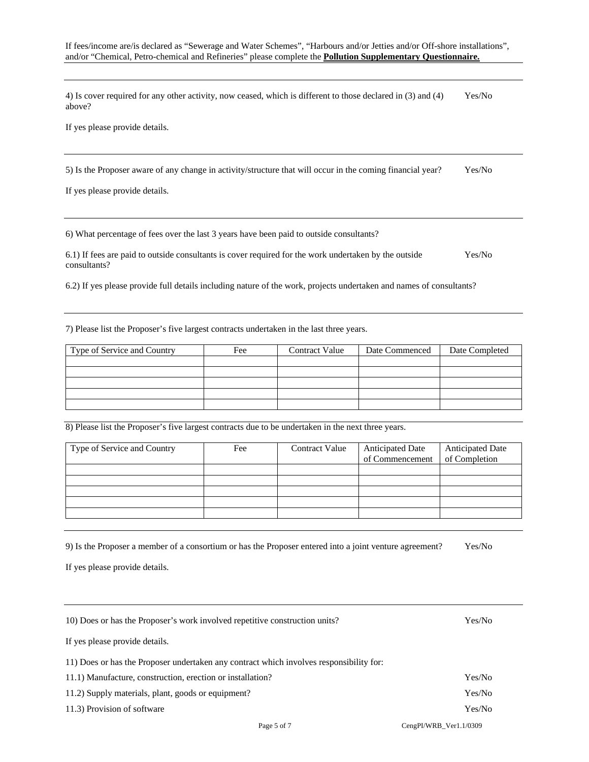If fees/income are/is declared as "Sewerage and Water Schemes", "Harbours and/or Jetties and/or Off-shore installations", and/or "Chemical, Petro-chemical and Refineries" please complete the **Pollution Supplementary Questionnaire.**

---

4) Is cover required for any other activity, now ceased, which is different to those declared in (3) and (4) above? Yes/No

If yes please provide details.

---

5) Is the Proposer aware of any change in activity/structure that will occur in the coming financial year? Yes/No

If yes please provide details.

---

6) What percentage of fees over the last 3 years have been paid to outside consultants?

6.1) If fees are paid to outside consultants is cover required for the work undertaken by the outside consultants? Yes/No

6.2) If yes please provide full details including nature of the work, projects undertaken and names of consultants?

---

7) Please list the Proposer's five largest contracts undertaken in the last three years.

| Type of Service and Country | Fee | Contract Value | Date Commenced | Date Completed |
|---|---|---|---|---|
| | | | | |
| | | | | |
| | | | | |
| | | | | |
| | | | | |

---

8) Please list the Proposer's five largest contracts due to be undertaken in the next three years.

| Type of Service and Country | Fee | Contract Value | Anticipated Date of Commencement | Anticipated Date of Completion |
|---|---|---|---|---|
| | | | | |
| | | | | |
| | | | | |
| | | | | |
| | | | | |

---

9) Is the Proposer a member of a consortium or has the Proposer entered into a joint venture agreement? Yes/No

If yes please provide details.

---

10) Does or has the Proposer's work involved repetitive construction units? Yes/No

If yes please provide details.

11) Does or has the Proposer undertaken any contract which involves responsibility for:

11.1) Manufacture, construction, erection or installation? Yes/No

11.2) Supply materials, plant, goods or equipment? Yes/No

11.3) Provision of software Yes/No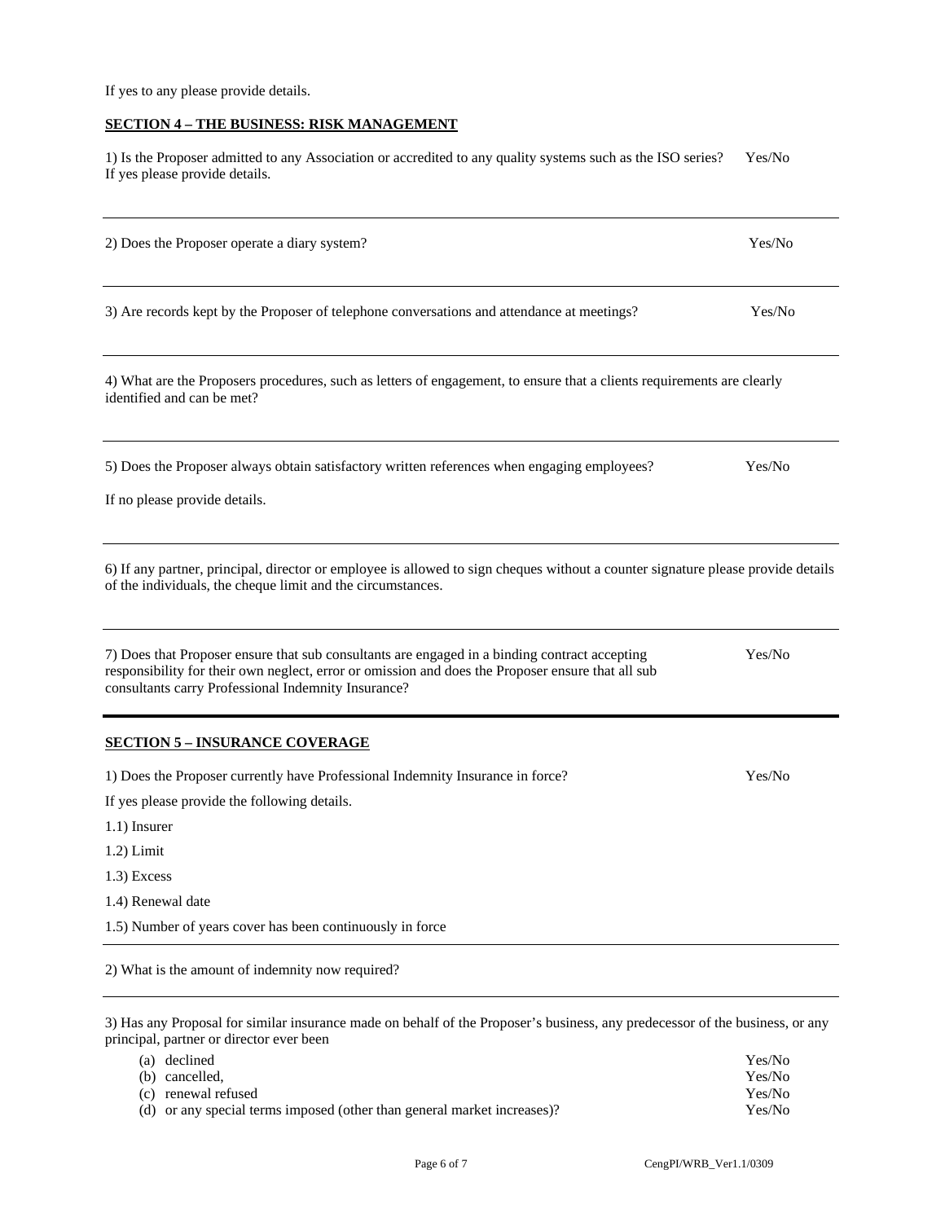If yes to any please provide details.

## SECTION 4 – THE BUSINESS: RISK MANAGEMENT

1) Is the Proposer admitted to any Association or accredited to any quality systems such as the ISO series? Yes/No
If yes please provide details.

---

2) Does the Proposer operate a diary system? Yes/No

---

3) Are records kept by the Proposer of telephone conversations and attendance at meetings? Yes/No

---

4) What are the Proposers procedures, such as letters of engagement, to ensure that a clients requirements are clearly identified and can be met?

---

5) Does the Proposer always obtain satisfactory written references when engaging employees? Yes/No

If no please provide details.

---

6) If any partner, principal, director or employee is allowed to sign cheques without a counter signature please provide details of the individuals, the cheque limit and the circumstances.

---

7) Does that Proposer ensure that sub consultants are engaged in a binding contract accepting responsibility for their own neglect, error or omission and does the Proposer ensure that all sub consultants carry Professional Indemnity Insurance? Yes/No

---

## SECTION 5 – INSURANCE COVERAGE

1) Does the Proposer currently have Professional Indemnity Insurance in force? Yes/No

If yes please provide the following details.

1.1) Insurer

1.2) Limit

1.3) Excess

1.4) Renewal date

1.5) Number of years cover has been continuously in force

---

2) What is the amount of indemnity now required?

---

3) Has any Proposal for similar insurance made on behalf of the Proposer's business, any predecessor of the business, or any principal, partner or director ever been

(a) declined Yes/No
(b) cancelled, Yes/No
(c) renewal refused Yes/No
(d) or any special terms imposed (other than general market increases)? Yes/No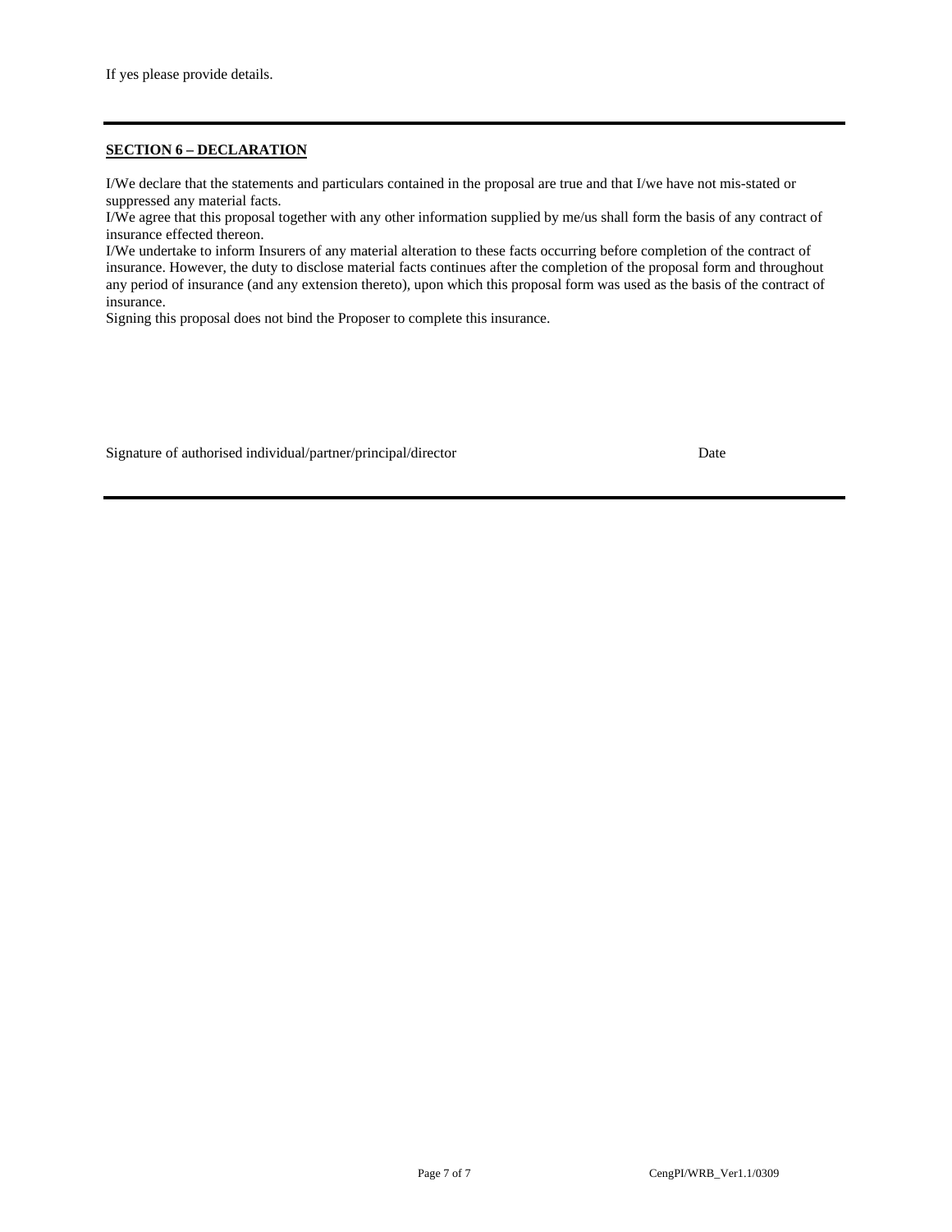If yes please provide details.

---

**SECTION 6 – DECLARATION**

I/We declare that the statements and particulars contained in the proposal are true and that I/we have not mis-stated or suppressed any material facts.

I/We agree that this proposal together with any other information supplied by me/us shall form the basis of any contract of insurance effected thereon.

I/We undertake to inform Insurers of any material alteration to these facts occurring before completion of the contract of insurance. However, the duty to disclose material facts continues after the completion of the proposal form and throughout any period of insurance (and any extension thereto), upon which this proposal form was used as the basis of the contract of insurance.

Signing this proposal does not bind the Proposer to complete this insurance.

Signature of authorised individual/partner/principal/director                                        Date

---